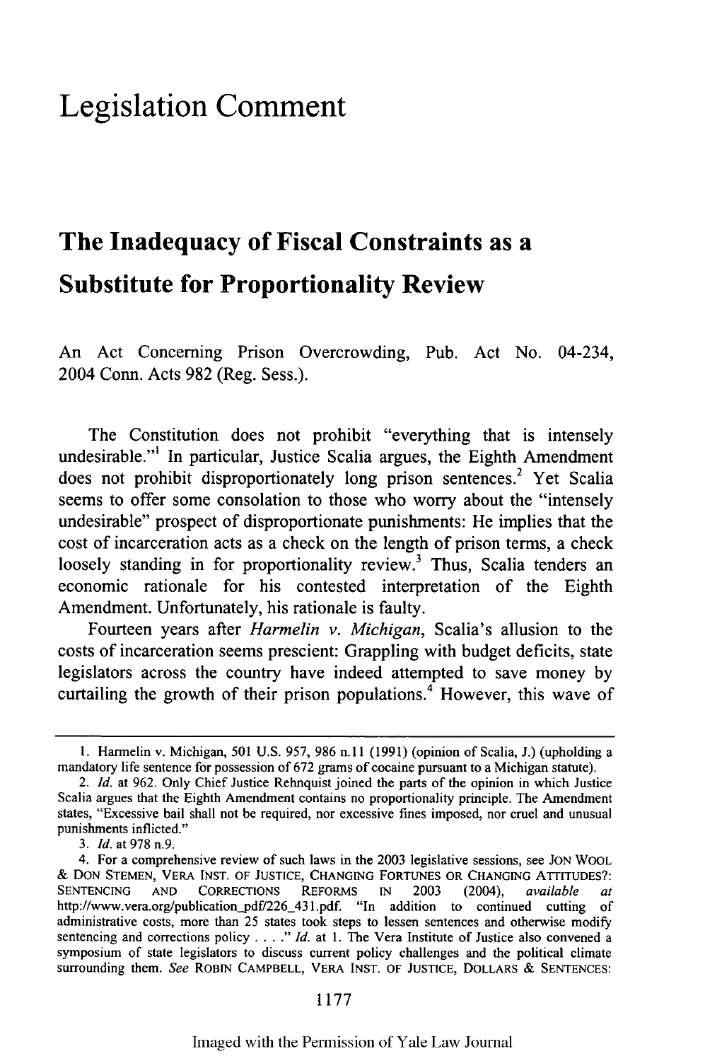# Legislation Comment

## The Inadequacy of Fiscal Constraints as a Substitute for Proportionality Review

An Act Concerning Prison Overcrowding, Pub. Act No. 04-234, 2004 Conn. Acts 982 (Reg. Sess.).

The Constitution does not prohibit "everything that is intensely undesirable."[1] In particular, Justice Scalia argues, the Eighth Amendment does not prohibit disproportionately long prison sentences.[2] Yet Scalia seems to offer some consolation to those who worry about the "intensely undesirable" prospect of disproportionate punishments: He implies that the cost of incarceration acts as a check on the length of prison terms, a check loosely standing in for proportionality review.[3] Thus, Scalia tenders an economic rationale for his contested interpretation of the Eighth Amendment. Unfortunately, his rationale is faulty.

Fourteen years after *Harmelin v. Michigan*, Scalia's allusion to the costs of incarceration seems prescient: Grappling with budget deficits, state legislators across the country have indeed attempted to save money by curtailing the growth of their prison populations.[4] However, this wave of

---

1. Harmelin v. Michigan, 501 U.S. 957, 986 n.11 (1991) (opinion of Scalia, J.) (upholding a mandatory life sentence for possession of 672 grams of cocaine pursuant to a Michigan statute).

2. *Id.* at 962. Only Chief Justice Rehnquist joined the parts of the opinion in which Justice Scalia argues that the Eighth Amendment contains no proportionality principle. The Amendment states, "Excessive bail shall not be required, nor excessive fines imposed, nor cruel and unusual punishments inflicted."

3. *Id.* at 978 n.9.

4. For a comprehensive review of such laws in the 2003 legislative sessions, see JON WOOL & DON STEMEN, VERA INST. OF JUSTICE, CHANGING FORTUNES OR CHANGING ATTITUDES?: SENTENCING AND CORRECTIONS REFORMS IN 2003 (2004), *available at* http://www.vera.org/publication_pdf/226_431.pdf. "In addition to continued cutting of administrative costs, more than 25 states took steps to lessen sentences and otherwise modify sentencing and corrections policy . . . ." *Id.* at 1. The Vera Institute of Justice also convened a symposium of state legislators to discuss current policy challenges and the political climate surrounding them. *See* ROBIN CAMPBELL, VERA INST. OF JUSTICE, DOLLARS & SENTENCES: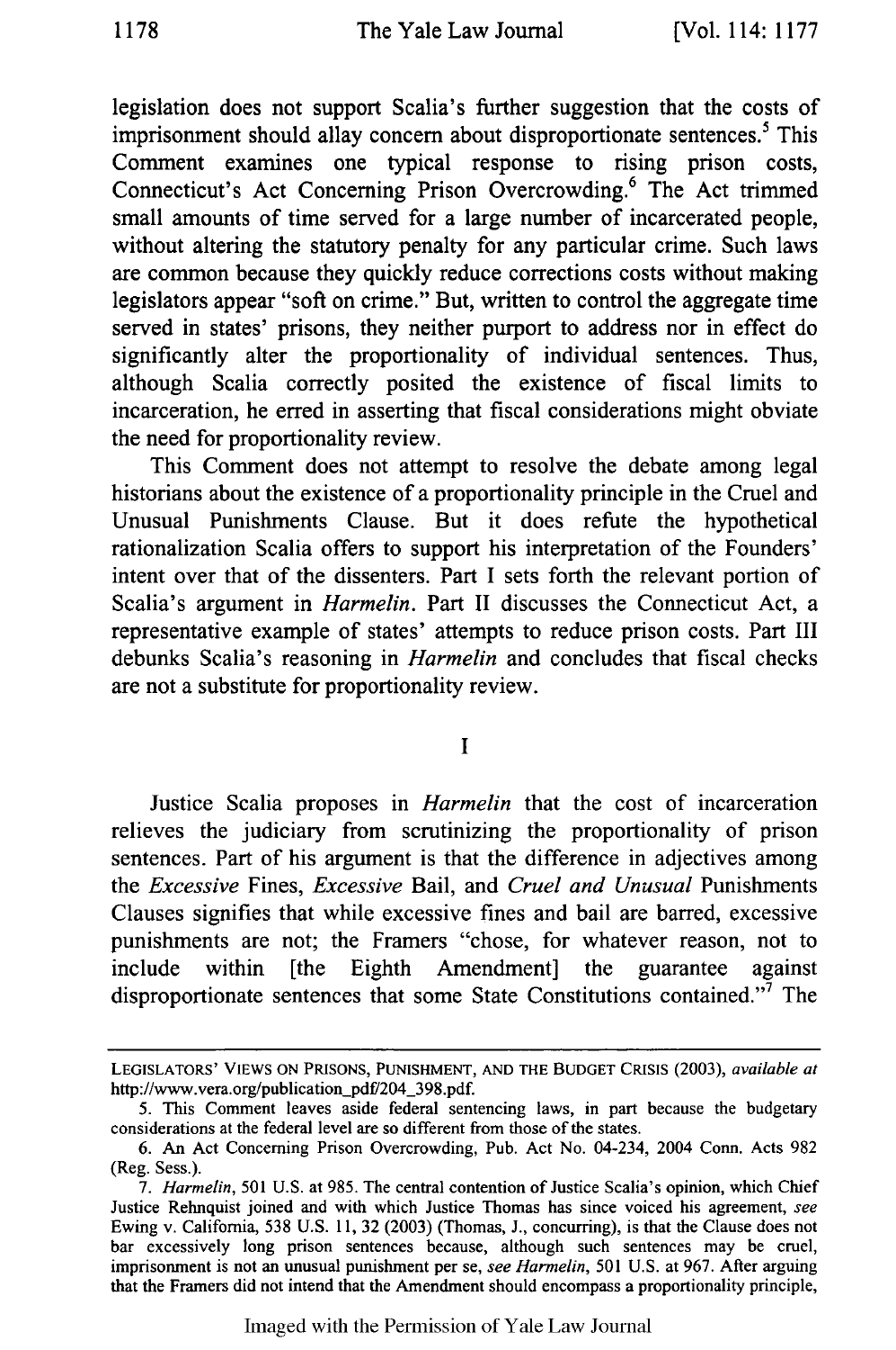legislation does not support Scalia's further suggestion that the costs of imprisonment should allay concern about disproportionate sentences.[5] This Comment examines one typical response to rising prison costs, Connecticut's Act Concerning Prison Overcrowding.[6] The Act trimmed small amounts of time served for a large number of incarcerated people, without altering the statutory penalty for any particular crime. Such laws are common because they quickly reduce corrections costs without making legislators appear "soft on crime." But, written to control the aggregate time served in states' prisons, they neither purport to address nor in effect do significantly alter the proportionality of individual sentences. Thus, although Scalia correctly posited the existence of fiscal limits to incarceration, he erred in asserting that fiscal considerations might obviate the need for proportionality review.

This Comment does not attempt to resolve the debate among legal historians about the existence of a proportionality principle in the Cruel and Unusual Punishments Clause. But it does refute the hypothetical rationalization Scalia offers to support his interpretation of the Founders' intent over that of the dissenters. Part I sets forth the relevant portion of Scalia's argument in *Harmelin*. Part II discusses the Connecticut Act, a representative example of states' attempts to reduce prison costs. Part III debunks Scalia's reasoning in *Harmelin* and concludes that fiscal checks are not a substitute for proportionality review.

# I

Justice Scalia proposes in *Harmelin* that the cost of incarceration relieves the judiciary from scrutinizing the proportionality of prison sentences. Part of his argument is that the difference in adjectives among the *Excessive* Fines, *Excessive* Bail, and *Cruel and Unusual* Punishments Clauses signifies that while excessive fines and bail are barred, excessive punishments are not; the Framers "chose, for whatever reason, not to include within [the Eighth Amendment] the guarantee against disproportionate sentences that some State Constitutions contained."[7] The

---

LEGISLATORS' VIEWS ON PRISONS, PUNISHMENT, AND THE BUDGET CRISIS (2003), *available at* http://www.vera.org/publication_pdf/204_398.pdf.

5. This Comment leaves aside federal sentencing laws, in part because the budgetary considerations at the federal level are so different from those of the states.

6. An Act Concerning Prison Overcrowding, Pub. Act No. 04-234, 2004 Conn. Acts 982 (Reg. Sess.).

7. *Harmelin*, 501 U.S. at 985. The central contention of Justice Scalia's opinion, which Chief Justice Rehnquist joined and with which Justice Thomas has since voiced his agreement, *see* Ewing v. California, 538 U.S. 11, 32 (2003) (Thomas, J., concurring), is that the Clause does not bar excessively long prison sentences because, although such sentences may be cruel, imprisonment is not an unusual punishment per se, *see Harmelin*, 501 U.S. at 967. After arguing that the Framers did not intend that the Amendment should encompass a proportionality principle,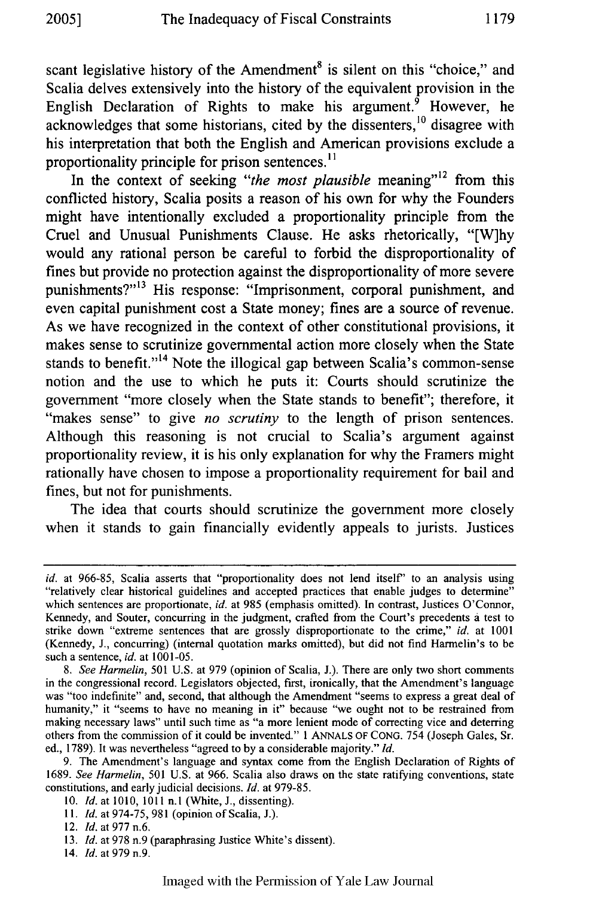scant legislative history of the Amendment[8] is silent on this "choice," and Scalia delves extensively into the history of the equivalent provision in the English Declaration of Rights to make his argument.[9] However, he acknowledges that some historians, cited by the dissenters,[10] disagree with his interpretation that both the English and American provisions exclude a proportionality principle for prison sentences.[11]

In the context of seeking "*the most plausible* meaning"[12] from this conflicted history, Scalia posits a reason of his own for why the Founders might have intentionally excluded a proportionality principle from the Cruel and Unusual Punishments Clause. He asks rhetorically, "[W]hy would any rational person be careful to forbid the disproportionality of fines but provide no protection against the disproportionality of more severe punishments?"[13] His response: "Imprisonment, corporal punishment, and even capital punishment cost a State money; fines are a source of revenue. As we have recognized in the context of other constitutional provisions, it makes sense to scrutinize governmental action more closely when the State stands to benefit."[14] Note the illogical gap between Scalia's common-sense notion and the use to which he puts it: Courts should scrutinize the government "more closely when the State stands to benefit"; therefore, it "makes sense" to give *no scrutiny* to the length of prison sentences. Although this reasoning is not crucial to Scalia's argument against proportionality review, it is his only explanation for why the Framers might rationally have chosen to impose a proportionality requirement for bail and fines, but not for punishments.

The idea that courts should scrutinize the government more closely when it stands to gain financially evidently appeals to jurists. Justices

---

*id.* at 966-85, Scalia asserts that "proportionality does not lend itself" to an analysis using "relatively clear historical guidelines and accepted practices that enable judges to determine" which sentences are proportionate, *id.* at 985 (emphasis omitted). In contrast, Justices O'Connor, Kennedy, and Souter, concurring in the judgment, crafted from the Court's precedents a test to strike down "extreme sentences that are grossly disproportionate to the crime," *id.* at 1001 (Kennedy, J., concurring) (internal quotation marks omitted), but did not find Harmelin's to be such a sentence, *id.* at 1001-05.

8. *See Harmelin*, 501 U.S. at 979 (opinion of Scalia, J.). There are only two short comments in the congressional record. Legislators objected, first, ironically, that the Amendment's language was "too indefinite" and, second, that although the Amendment "seems to express a great deal of humanity," it "seems to have no meaning in it" because "we ought not to be restrained from making necessary laws" until such time as "a more lenient mode of correcting vice and deterring others from the commission of it could be invented." 1 ANNALS OF CONG. 754 (Joseph Gales, Sr. ed., 1789). It was nevertheless "agreed to by a considerable majority." *Id.*

9. The Amendment's language and syntax come from the English Declaration of Rights of 1689. *See Harmelin*, 501 U.S. at 966. Scalia also draws on the state ratifying conventions, state constitutions, and early judicial decisions. *Id.* at 979-85.

10. *Id.* at 1010, 1011 n.1 (White, J., dissenting).

11. *Id.* at 974-75, 981 (opinion of Scalia, J.).

12. *Id.* at 977 n.6.

13. *Id.* at 978 n.9 (paraphrasing Justice White's dissent).

14. *Id.* at 979 n.9.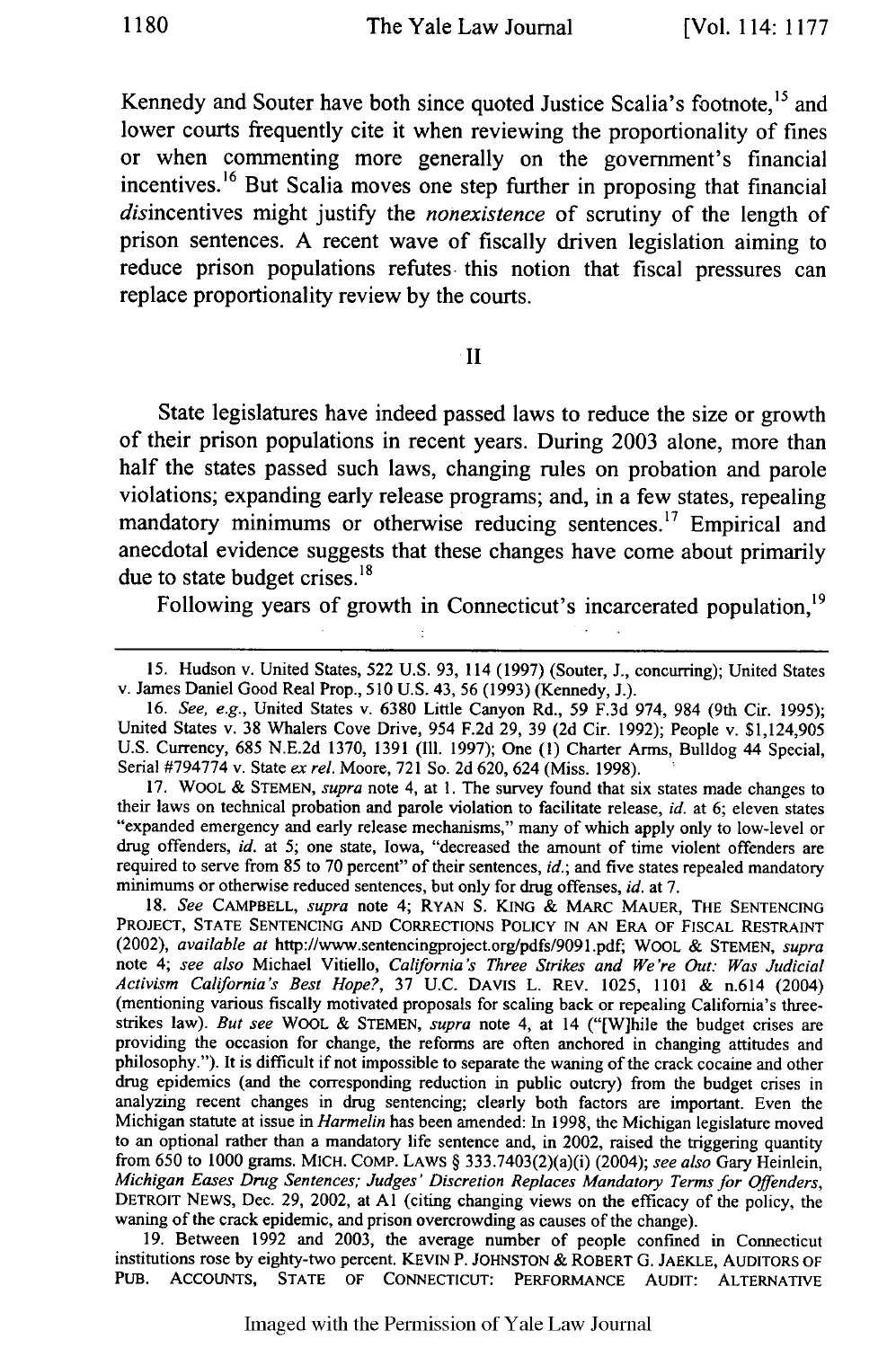Kennedy and Souter have both since quoted Justice Scalia's footnote,[15] and lower courts frequently cite it when reviewing the proportionality of fines or when commenting more generally on the government's financial incentives.[16] But Scalia moves one step further in proposing that financial *dis*incentives might justify the *nonexistence* of scrutiny of the length of prison sentences. A recent wave of fiscally driven legislation aiming to reduce prison populations refutes this notion that fiscal pressures can replace proportionality review by the courts.

## II

State legislatures have indeed passed laws to reduce the size or growth of their prison populations in recent years. During 2003 alone, more than half the states passed such laws, changing rules on probation and parole violations; expanding early release programs; and, in a few states, repealing mandatory minimums or otherwise reducing sentences.[17] Empirical and anecdotal evidence suggests that these changes have come about primarily due to state budget crises.[18]

Following years of growth in Connecticut's incarcerated population,[19]

---

15. Hudson v. United States, 522 U.S. 93, 114 (1997) (Souter, J., concurring); United States v. James Daniel Good Real Prop., 510 U.S. 43, 56 (1993) (Kennedy, J.).

16. *See, e.g.*, United States v. 6380 Little Canyon Rd., 59 F.3d 974, 984 (9th Cir. 1995); United States v. 38 Whalers Cove Drive, 954 F.2d 29, 39 (2d Cir. 1992); People v. $1,124,905 U.S. Currency, 685 N.E.2d 1370, 1391 (Ill. 1997); One (1) Charter Arms, Bulldog 44 Special, Serial #794774 v. State *ex rel.* Moore, 721 So. 2d 620, 624 (Miss. 1998).

17. WOOL & STEMEN, *supra* note 4, at 1. The survey found that six states made changes to their laws on technical probation and parole violation to facilitate release, *id.* at 6; eleven states "expanded emergency and early release mechanisms," many of which apply only to low-level or drug offenders, *id.* at 5; one state, Iowa, "decreased the amount of time violent offenders are required to serve from 85 to 70 percent" of their sentences, *id.*; and five states repealed mandatory minimums or otherwise reduced sentences, but only for drug offenses, *id.* at 7.

18. *See* CAMPBELL, *supra* note 4; RYAN S. KING & MARC MAUER, THE SENTENCING PROJECT, STATE SENTENCING AND CORRECTIONS POLICY IN AN ERA OF FISCAL RESTRAINT (2002), *available at* http://www.sentencingproject.org/pdfs/9091.pdf; WOOL & STEMEN, *supra* note 4; *see also* Michael Vitiello, *California's Three Strikes and We're Out: Was Judicial Activism California's Best Hope?*, 37 U.C. DAVIS L. REV. 1025, 1101 & n.614 (2004) (mentioning various fiscally motivated proposals for scaling back or repealing California's three-strikes law). *But see* WOOL & STEMEN, *supra* note 4, at 14 ("[W]hile the budget crises are providing the occasion for change, the reforms are often anchored in changing attitudes and philosophy."). It is difficult if not impossible to separate the waning of the crack cocaine and other drug epidemics (and the corresponding reduction in public outcry) from the budget crises in analyzing recent changes in drug sentencing; clearly both factors are important. Even the Michigan statute at issue in *Harmelin* has been amended: In 1998, the Michigan legislature moved to an optional rather than a mandatory life sentence and, in 2002, raised the triggering quantity from 650 to 1000 grams. MICH. COMP. LAWS § 333.7403(2)(a)(i) (2004); *see also* Gary Heinlein, *Michigan Eases Drug Sentences; Judges' Discretion Replaces Mandatory Terms for Offenders*, DETROIT NEWS, Dec. 29, 2002, at A1 (citing changing views on the efficacy of the policy, the waning of the crack epidemic, and prison overcrowding as causes of the change).

19. Between 1992 and 2003, the average number of people confined in Connecticut institutions rose by eighty-two percent. KEVIN P. JOHNSTON & ROBERT G. JAEKLE, AUDITORS OF PUB. ACCOUNTS, STATE OF CONNECTICUT: PERFORMANCE AUDIT: ALTERNATIVE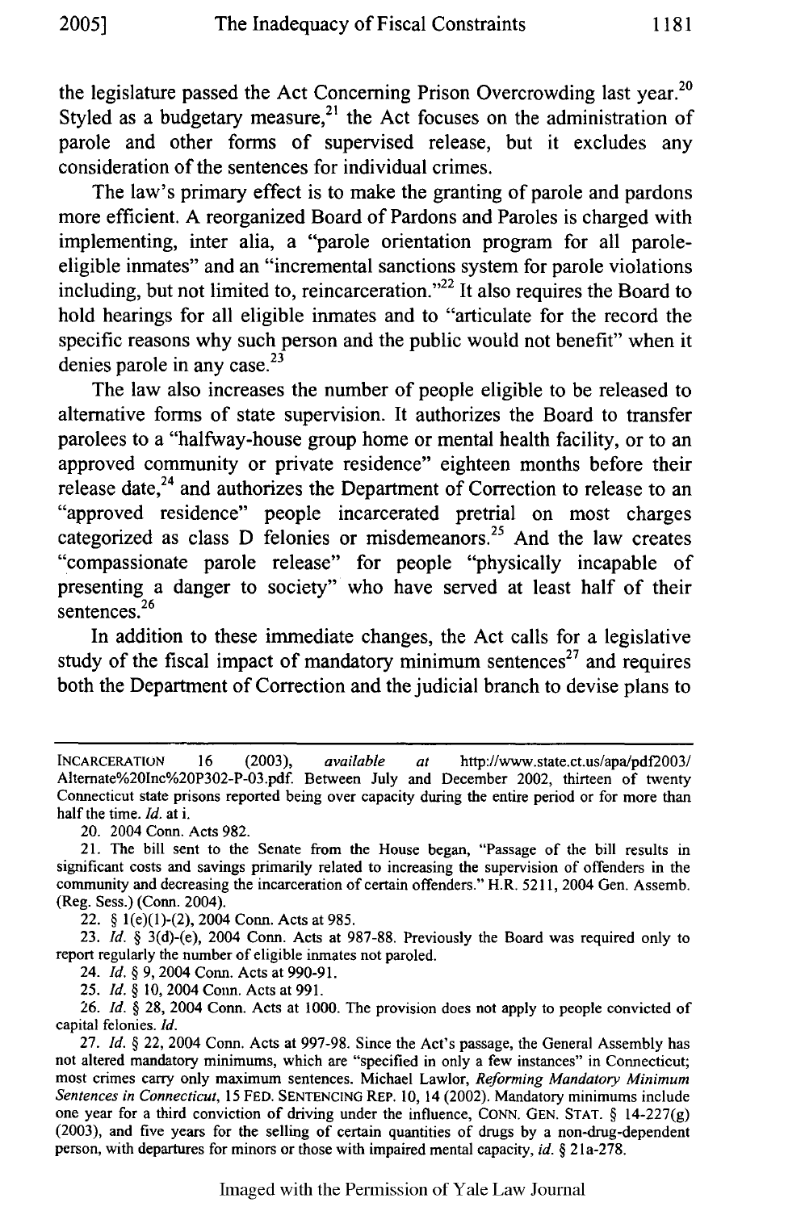the legislature passed the Act Concerning Prison Overcrowding last year.[20] Styled as a budgetary measure,[21] the Act focuses on the administration of parole and other forms of supervised release, but it excludes any consideration of the sentences for individual crimes.

The law's primary effect is to make the granting of parole and pardons more efficient. A reorganized Board of Pardons and Paroles is charged with implementing, inter alia, a "parole orientation program for all parole-eligible inmates" and an "incremental sanctions system for parole violations including, but not limited to, reincarceration."[22] It also requires the Board to hold hearings for all eligible inmates and to "articulate for the record the specific reasons why such person and the public would not benefit" when it denies parole in any case.[23]

The law also increases the number of people eligible to be released to alternative forms of state supervision. It authorizes the Board to transfer parolees to a "halfway-house group home or mental health facility, or to an approved community or private residence" eighteen months before their release date,[24] and authorizes the Department of Correction to release to an "approved residence" people incarcerated pretrial on most charges categorized as class D felonies or misdemeanors.[25] And the law creates "compassionate parole release" for people "physically incapable of presenting a danger to society" who have served at least half of their sentences.[26]

In addition to these immediate changes, the Act calls for a legislative study of the fiscal impact of mandatory minimum sentences[27] and requires both the Department of Correction and the judicial branch to devise plans to

---

INCARCERATION 16 (2003), *available at* http://www.state.ct.us/apa/pdf2003/Alternate%20Inc%20P302-P-03.pdf. Between July and December 2002, thirteen of twenty Connecticut state prisons reported being over capacity during the entire period or for more than half the time. *Id.* at i.

20. 2004 Conn. Acts 982.

21. The bill sent to the Senate from the House began, "Passage of the bill results in significant costs and savings primarily related to increasing the supervision of offenders in the community and decreasing the incarceration of certain offenders." H.R. 5211, 2004 Gen. Assemb. (Reg. Sess.) (Conn. 2004).

22. § 1(e)(1)-(2), 2004 Conn. Acts at 985.

23. *Id.* § 3(d)-(e), 2004 Conn. Acts at 987-88. Previously the Board was required only to report regularly the number of eligible inmates not paroled.

24. *Id.* § 9, 2004 Conn. Acts at 990-91.

25. *Id.* § 10, 2004 Conn. Acts at 991.

26. *Id.* § 28, 2004 Conn. Acts at 1000. The provision does not apply to people convicted of capital felonies. *Id.*

27. *Id.* § 22, 2004 Conn. Acts at 997-98. Since the Act's passage, the General Assembly has not altered mandatory minimums, which are "specified in only a few instances" in Connecticut; most crimes carry only maximum sentences. Michael Lawlor, *Reforming Mandatory Minimum Sentences in Connecticut*, 15 FED. SENTENCING REP. 10, 14 (2002). Mandatory minimums include one year for a third conviction of driving under the influence, CONN. GEN. STAT. § 14-227(g) (2003), and five years for the selling of certain quantities of drugs by a non-drug-dependent person, with departures for minors or those with impaired mental capacity, *id.* § 21a-278.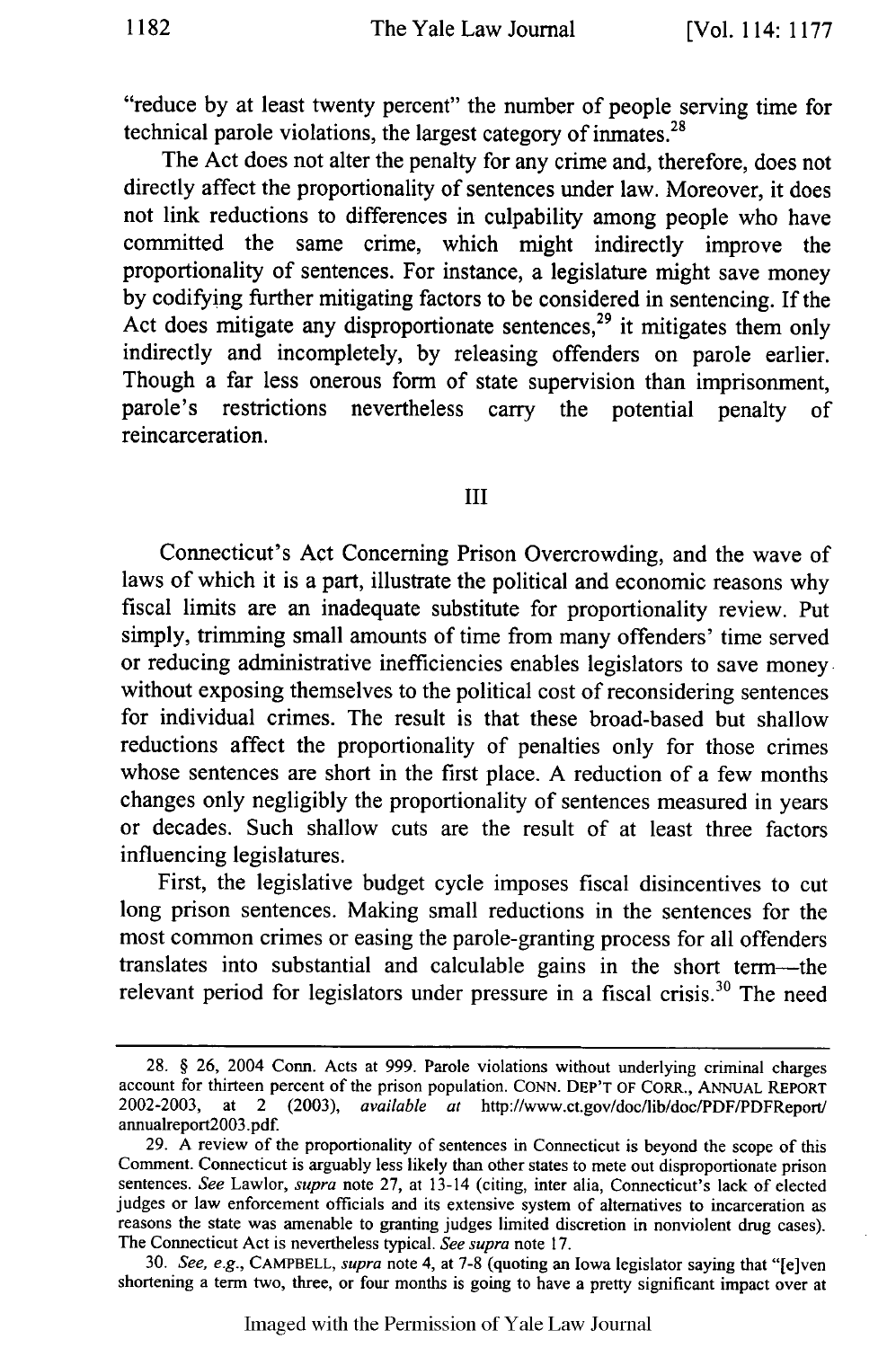"reduce by at least twenty percent" the number of people serving time for technical parole violations, the largest category of inmates.[28]

The Act does not alter the penalty for any crime and, therefore, does not directly affect the proportionality of sentences under law. Moreover, it does not link reductions to differences in culpability among people who have committed the same crime, which might indirectly improve the proportionality of sentences. For instance, a legislature might save money by codifying further mitigating factors to be considered in sentencing. If the Act does mitigate any disproportionate sentences,[29] it mitigates them only indirectly and incompletely, by releasing offenders on parole earlier. Though a far less onerous form of state supervision than imprisonment, parole's restrictions nevertheless carry the potential penalty of reincarceration.

## III

Connecticut's Act Concerning Prison Overcrowding, and the wave of laws of which it is a part, illustrate the political and economic reasons why fiscal limits are an inadequate substitute for proportionality review. Put simply, trimming small amounts of time from many offenders' time served or reducing administrative inefficiencies enables legislators to save money without exposing themselves to the political cost of reconsidering sentences for individual crimes. The result is that these broad-based but shallow reductions affect the proportionality of penalties only for those crimes whose sentences are short in the first place. A reduction of a few months changes only negligibly the proportionality of sentences measured in years or decades. Such shallow cuts are the result of at least three factors influencing legislatures.

First, the legislative budget cycle imposes fiscal disincentives to cut long prison sentences. Making small reductions in the sentences for the most common crimes or easing the parole-granting process for all offenders translates into substantial and calculable gains in the short term—the relevant period for legislators under pressure in a fiscal crisis.[30] The need

---

28. § 26, 2004 Conn. Acts at 999. Parole violations without underlying criminal charges account for thirteen percent of the prison population. CONN. DEP'T OF CORR., ANNUAL REPORT 2002-2003, at 2 (2003), *available at* http://www.ct.gov/doc/lib/doc/PDF/PDFReport/annualreport2003.pdf.

29. A review of the proportionality of sentences in Connecticut is beyond the scope of this Comment. Connecticut is arguably less likely than other states to mete out disproportionate prison sentences. *See* Lawlor, *supra* note 27, at 13-14 (citing, inter alia, Connecticut's lack of elected judges or law enforcement officials and its extensive system of alternatives to incarceration as reasons the state was amenable to granting judges limited discretion in nonviolent drug cases). The Connecticut Act is nevertheless typical. *See supra* note 17.

30. *See, e.g.*, CAMPBELL, *supra* note 4, at 7-8 (quoting an Iowa legislator saying that "[e]ven shortening a term two, three, or four months is going to have a pretty significant impact over at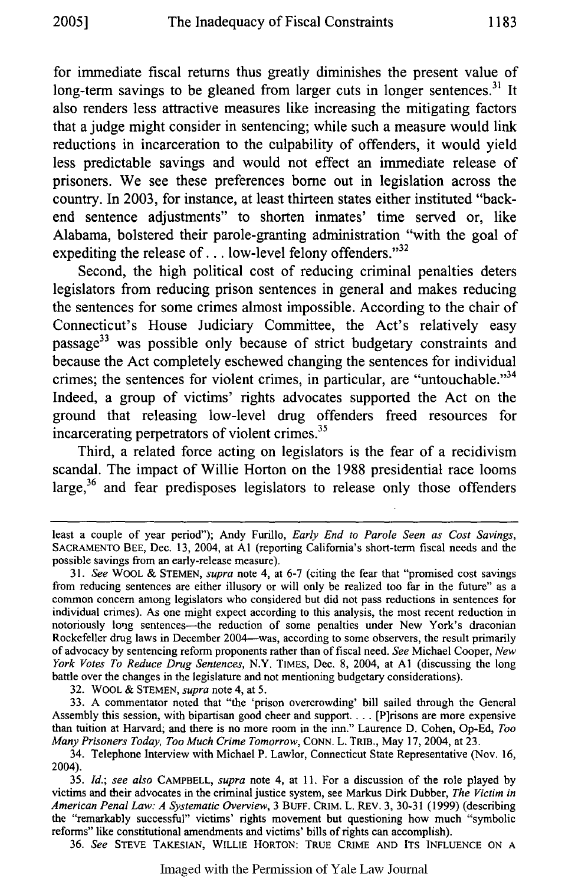for immediate fiscal returns thus greatly diminishes the present value of long-term savings to be gleaned from larger cuts in longer sentences.[31] It also renders less attractive measures like increasing the mitigating factors that a judge might consider in sentencing; while such a measure would link reductions in incarceration to the culpability of offenders, it would yield less predictable savings and would not effect an immediate release of prisoners. We see these preferences borne out in legislation across the country. In 2003, for instance, at least thirteen states either instituted "back-end sentence adjustments" to shorten inmates' time served or, like Alabama, bolstered their parole-granting administration "with the goal of expediting the release of . . . low-level felony offenders."[32]

Second, the high political cost of reducing criminal penalties deters legislators from reducing prison sentences in general and makes reducing the sentences for some crimes almost impossible. According to the chair of Connecticut's House Judiciary Committee, the Act's relatively easy passage[33] was possible only because of strict budgetary constraints and because the Act completely eschewed changing the sentences for individual crimes; the sentences for violent crimes, in particular, are "untouchable."[34] Indeed, a group of victims' rights advocates supported the Act on the ground that releasing low-level drug offenders freed resources for incarcerating perpetrators of violent crimes.[35]

Third, a related force acting on legislators is the fear of a recidivism scandal. The impact of Willie Horton on the 1988 presidential race looms large,[36] and fear predisposes legislators to release only those offenders

---

least a couple of year period"); Andy Furillo, *Early End to Parole Seen as Cost Savings*, SACRAMENTO BEE, Dec. 13, 2004, at A1 (reporting California's short-term fiscal needs and the possible savings from an early-release measure).

31. *See* WOOL & STEMEN, *supra* note 4, at 6-7 (citing the fear that "promised cost savings from reducing sentences are either illusory or will only be realized too far in the future" as a common concern among legislators who considered but did not pass reductions in sentences for individual crimes). As one might expect according to this analysis, the most recent reduction in notoriously long sentences—the reduction of some penalties under New York's draconian Rockefeller drug laws in December 2004—was, according to some observers, the result primarily of advocacy by sentencing reform proponents rather than of fiscal need. *See* Michael Cooper, *New York Votes To Reduce Drug Sentences*, N.Y. TIMES, Dec. 8, 2004, at A1 (discussing the long battle over the changes in the legislature and not mentioning budgetary considerations).

32. WOOL & STEMEN, *supra* note 4, at 5.

33. A commentator noted that "the 'prison overcrowding' bill sailed through the General Assembly this session, with bipartisan good cheer and support. . . . [P]risons are more expensive than tuition at Harvard; and there is no more room in the inn." Laurence D. Cohen, Op-Ed, *Too Many Prisoners Today, Too Much Crime Tomorrow*, CONN. L. TRIB., May 17, 2004, at 23.

34. Telephone Interview with Michael P. Lawlor, Connecticut State Representative (Nov. 16, 2004).

35. *Id.*; *see also* CAMPBELL, *supra* note 4, at 11. For a discussion of the role played by victims and their advocates in the criminal justice system, see Markus Dirk Dubber, *The Victim in American Penal Law: A Systematic Overview*, 3 BUFF. CRIM. L. REV. 3, 30-31 (1999) (describing the "remarkably successful" victims' rights movement but questioning how much "symbolic reforms" like constitutional amendments and victims' bills of rights can accomplish).

36. *See* STEVE TAKESIAN, WILLIE HORTON: TRUE CRIME AND ITS INFLUENCE ON A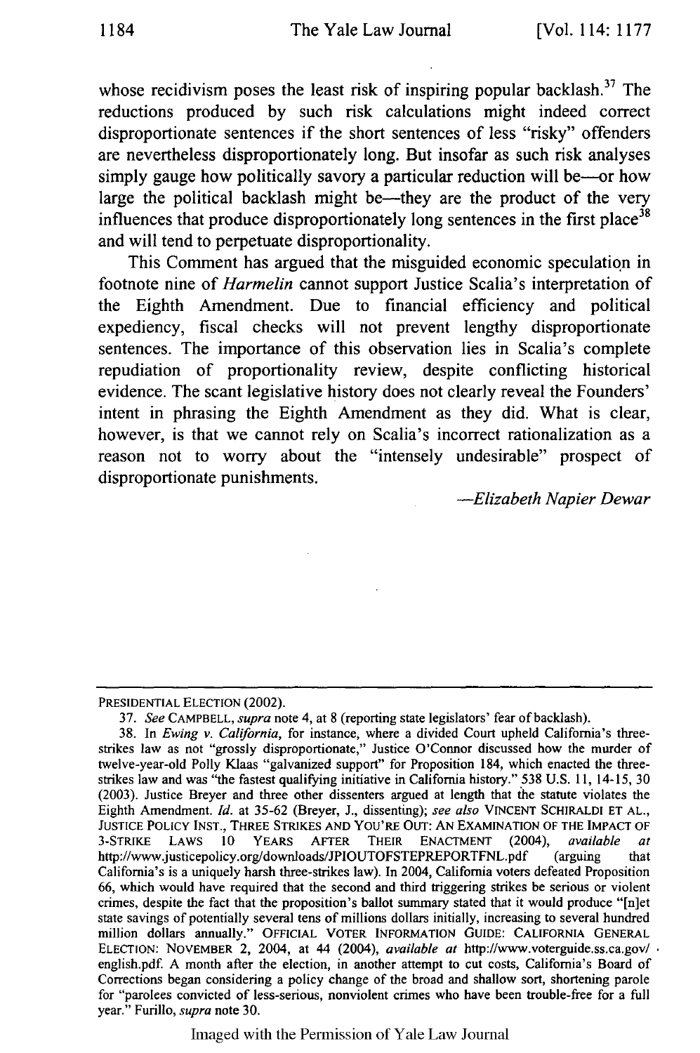whose recidivism poses the least risk of inspiring popular backlash.[37] The reductions produced by such risk calculations might indeed correct disproportionate sentences if the short sentences of less "risky" offenders are nevertheless disproportionately long. But insofar as such risk analyses simply gauge how politically savory a particular reduction will be—or how large the political backlash might be—they are the product of the very influences that produce disproportionately long sentences in the first place[38] and will tend to perpetuate disproportionality.

This Comment has argued that the misguided economic speculation in footnote nine of *Harmelin* cannot support Justice Scalia's interpretation of the Eighth Amendment. Due to financial efficiency and political expediency, fiscal checks will not prevent lengthy disproportionate sentences. The importance of this observation lies in Scalia's complete repudiation of proportionality review, despite conflicting historical evidence. The scant legislative history does not clearly reveal the Founders' intent in phrasing the Eighth Amendment as they did. What is clear, however, is that we cannot rely on Scalia's incorrect rationalization as a reason not to worry about the "intensely undesirable" prospect of disproportionate punishments.

*—Elizabeth Napier Dewar*

---

PRESIDENTIAL ELECTION (2002).

37. *See* CAMPBELL, *supra* note 4, at 8 (reporting state legislators' fear of backlash).

38. In *Ewing v. California*, for instance, where a divided Court upheld California's three-strikes law as not "grossly disproportionate," Justice O'Connor discussed how the murder of twelve-year-old Polly Klaas "galvanized support" for Proposition 184, which enacted the three-strikes law and was "the fastest qualifying initiative in California history." 538 U.S. 11, 14-15, 30 (2003). Justice Breyer and three other dissenters argued at length that the statute violates the Eighth Amendment. *Id.* at 35-62 (Breyer, J., dissenting); *see also* VINCENT SCHIRALDI ET AL., JUSTICE POLICY INST., THREE STRIKES AND YOU'RE OUT: AN EXAMINATION OF THE IMPACT OF 3-STRIKE LAWS 10 YEARS AFTER THEIR ENACTMENT (2004), *available at* http://www.justicepolicy.org/downloads/JPIOUTOFSTEPREPORTFNL.pdf (arguing that California's is a uniquely harsh three-strikes law). In 2004, California voters defeated Proposition 66, which would have required that the second and third triggering strikes be serious or violent crimes, despite the fact that the proposition's ballot summary stated that it would produce "[n]et state savings of potentially several tens of millions dollars initially, increasing to several hundred million dollars annually." OFFICIAL VOTER INFORMATION GUIDE: CALIFORNIA GENERAL ELECTION: NOVEMBER 2, 2004, at 44 (2004), *available at* http://www.voterguide.ss.ca.gov/english.pdf. A month after the election, in another attempt to cut costs, California's Board of Corrections began considering a policy change of the broad and shallow sort, shortening parole for "parolees convicted of less-serious, nonviolent crimes who have been trouble-free for a full year." Furillo, *supra* note 30.